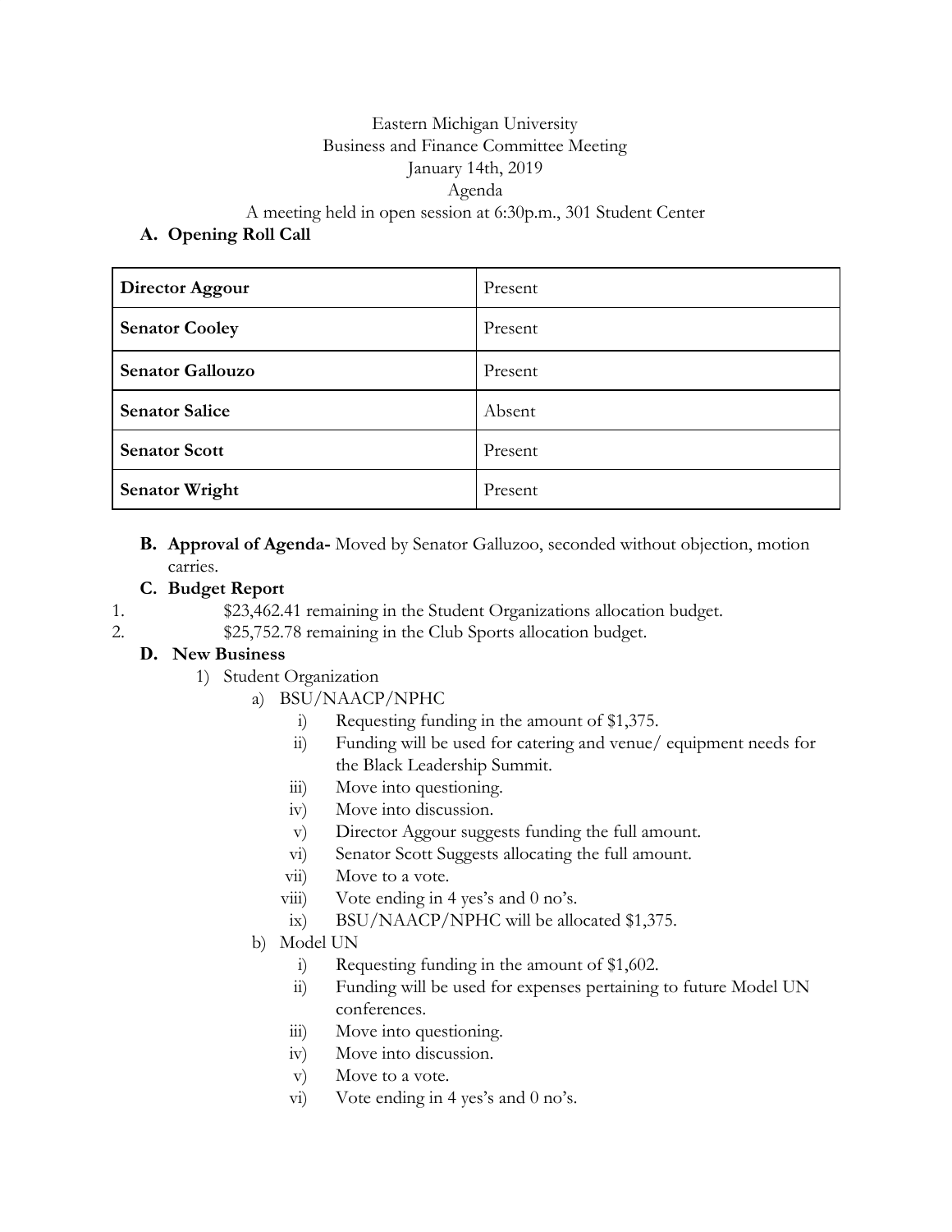Eastern Michigan University

Business and Finance Committee Meeting

January 14th, 2019

Agenda

A meeting held in open session at 6:30p.m., 301 Student Center

**A. Opening Roll Call**

| | |
|---|---|
| **Director Aggour** | Present |
| **Senator Cooley** | Present |
| **Senator Gallouzo** | Present |
| **Senator Salice** | Absent |
| **Senator Scott** | Present |
| **Senator Wright** | Present |

**B. Approval of Agenda-** Moved by Senator Galluzoo, seconded without objection, motion carries.

**C. Budget Report**

1. $23,462.41 remaining in the Student Organizations allocation budget.
2. $25,752.78 remaining in the Club Sports allocation budget.

**D. New Business**

1) Student Organization
   a) BSU/NAACP/NPHC
      i) Requesting funding in the amount of $1,375.
      ii) Funding will be used for catering and venue/ equipment needs for the Black Leadership Summit.
      iii) Move into questioning.
      iv) Move into discussion.
      v) Director Aggour suggests funding the full amount.
      vi) Senator Scott Suggests allocating the full amount.
      vii) Move to a vote.
      viii) Vote ending in 4 yes's and 0 no's.
      ix) BSU/NAACP/NPHC will be allocated $1,375.
   b) Model UN
      i) Requesting funding in the amount of $1,602.
      ii) Funding will be used for expenses pertaining to future Model UN conferences.
      iii) Move into questioning.
      iv) Move into discussion.
      v) Move to a vote.
      vi) Vote ending in 4 yes's and 0 no's.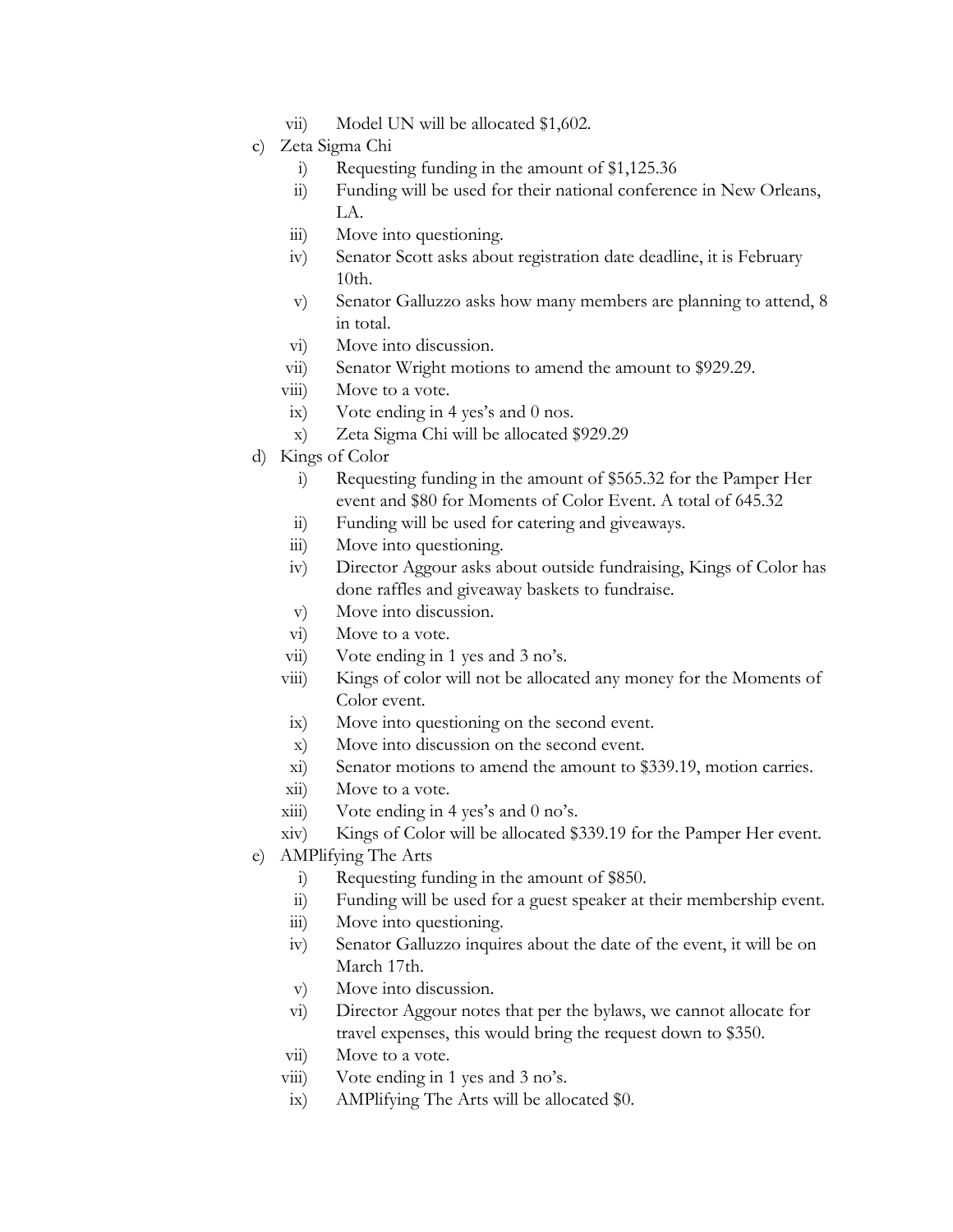vii) Model UN will be allocated $1,602.

c) Zeta Sigma Chi
   i) Requesting funding in the amount of $1,125.36
   ii) Funding will be used for their national conference in New Orleans, LA.
   iii) Move into questioning.
   iv) Senator Scott asks about registration date deadline, it is February 10th.
   v) Senator Galluzzo asks how many members are planning to attend, 8 in total.
   vi) Move into discussion.
   vii) Senator Wright motions to amend the amount to $929.29.
   viii) Move to a vote.
   ix) Vote ending in 4 yes's and 0 nos.
   x) Zeta Sigma Chi will be allocated $929.29

d) Kings of Color
   i) Requesting funding in the amount of $565.32 for the Pamper Her event and $80 for Moments of Color Event. A total of 645.32
   ii) Funding will be used for catering and giveaways.
   iii) Move into questioning.
   iv) Director Aggour asks about outside fundraising, Kings of Color has done raffles and giveaway baskets to fundraise.
   v) Move into discussion.
   vi) Move to a vote.
   vii) Vote ending in 1 yes and 3 no's.
   viii) Kings of color will not be allocated any money for the Moments of Color event.
   ix) Move into questioning on the second event.
   x) Move into discussion on the second event.
   xi) Senator motions to amend the amount to $339.19, motion carries.
   xii) Move to a vote.
   xiii) Vote ending in 4 yes's and 0 no's.
   xiv) Kings of Color will be allocated $339.19 for the Pamper Her event.

e) AMPlifying The Arts
   i) Requesting funding in the amount of $850.
   ii) Funding will be used for a guest speaker at their membership event.
   iii) Move into questioning.
   iv) Senator Galluzzo inquires about the date of the event, it will be on March 17th.
   v) Move into discussion.
   vi) Director Aggour notes that per the bylaws, we cannot allocate for travel expenses, this would bring the request down to $350.
   vii) Move to a vote.
   viii) Vote ending in 1 yes and 3 no's.
   ix) AMPlifying The Arts will be allocated $0.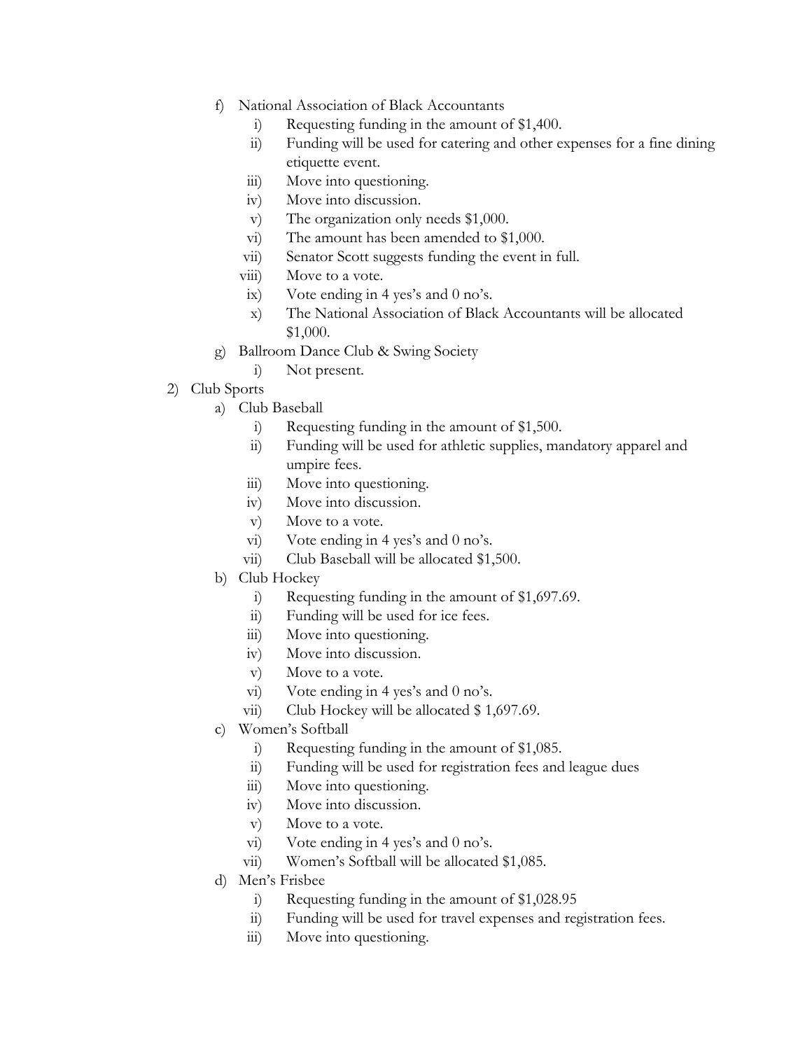f) National Association of Black Accountants
   i) Requesting funding in the amount of $1,400.
   ii) Funding will be used for catering and other expenses for a fine dining etiquette event.
   iii) Move into questioning.
   iv) Move into discussion.
   v) The organization only needs $1,000.
   vi) The amount has been amended to $1,000.
   vii) Senator Scott suggests funding the event in full.
   viii) Move to a vote.
   ix) Vote ending in 4 yes's and 0 no's.
   x) The National Association of Black Accountants will be allocated $1,000.

g) Ballroom Dance Club & Swing Society
   i) Not present.

2) Club Sports
   a) Club Baseball
      i) Requesting funding in the amount of $1,500.
      ii) Funding will be used for athletic supplies, mandatory apparel and umpire fees.
      iii) Move into questioning.
      iv) Move into discussion.
      v) Move to a vote.
      vi) Vote ending in 4 yes's and 0 no's.
      vii) Club Baseball will be allocated $1,500.
   b) Club Hockey
      i) Requesting funding in the amount of $1,697.69.
      ii) Funding will be used for ice fees.
      iii) Move into questioning.
      iv) Move into discussion.
      v) Move to a vote.
      vi) Vote ending in 4 yes's and 0 no's.
      vii) Club Hockey will be allocated $ 1,697.69.
   c) Women's Softball
      i) Requesting funding in the amount of $1,085.
      ii) Funding will be used for registration fees and league dues
      iii) Move into questioning.
      iv) Move into discussion.
      v) Move to a vote.
      vi) Vote ending in 4 yes's and 0 no's.
      vii) Women's Softball will be allocated $1,085.
   d) Men's Frisbee
      i) Requesting funding in the amount of $1,028.95
      ii) Funding will be used for travel expenses and registration fees.
      iii) Move into questioning.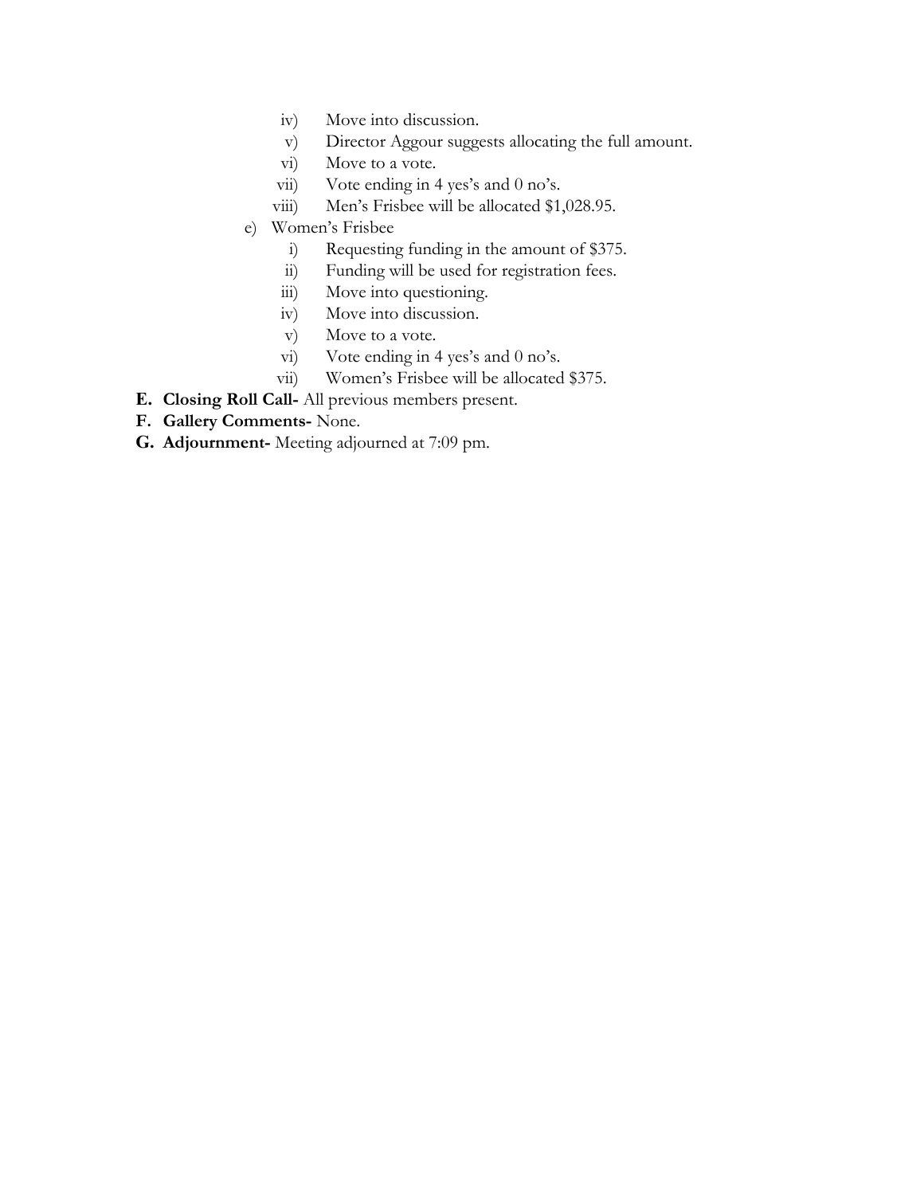- iv) Move into discussion.
- v) Director Aggour suggests allocating the full amount.
- vi) Move to a vote.
- vii) Vote ending in 4 yes's and 0 no's.
- viii) Men's Frisbee will be allocated $1,028.95.

e) Women's Frisbee

- i) Requesting funding in the amount of $375.
- ii) Funding will be used for registration fees.
- iii) Move into questioning.
- iv) Move into discussion.
- v) Move to a vote.
- vi) Vote ending in 4 yes's and 0 no's.
- vii) Women's Frisbee will be allocated $375.

**E. Closing Roll Call-** All previous members present.

**F. Gallery Comments-** None.

**G. Adjournment-** Meeting adjourned at 7:09 pm.